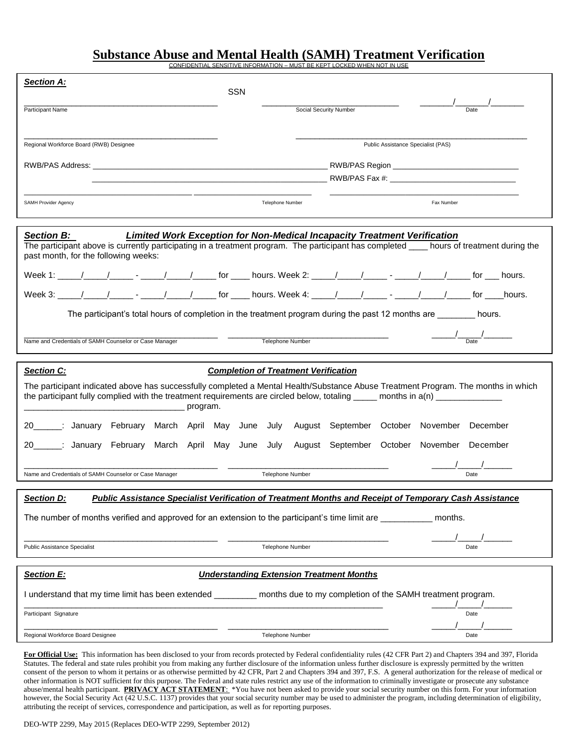# Substance Abuse and Mental Health (SAMH) Treatment Verification

CONFIDENTIAL SENSITIVE INFORMATION – MUST BE KEPT LOCKED WHEN NOT IN USE

***Section A:***

SSN

_____________________________________________ &nbsp;&nbsp; _______________________________ &nbsp;&nbsp; _______/_______/_______
Participant Name &nbsp;&nbsp; Social Security Number &nbsp;&nbsp; Date

_____________________________________________ &nbsp;&nbsp; _____________________________________________________
Regional Workforce Board (RWB) Designee &nbsp;&nbsp; Public Assistance Specialist (PAS)

RWB/PAS Address: _______________________________________________________ RWB/PAS Region _____________________________

_______________________________________________________ RWB/PAS Fax #: _____________________________

_____________________________________ &nbsp;&nbsp; ___________________________ &nbsp;&nbsp; ___________________________________________
SAMH Provider Agency &nbsp;&nbsp; Telephone Number &nbsp;&nbsp; Fax Number

***Section B:*** ***Limited Work Exception for Non-Medical Incapacity Treatment Verification***

The participant above is currently participating in a treatment program. The participant has completed ____ hours of treatment during the past month, for the following weeks:

Week 1: _____/_____/_____ - _____/_____/_____ for ____ hours. Week 2: _____/_____/_____ - _____/_____/_____ for ___ hours.

Week 3: _____/_____/_____ - _____/_____/_____ for ____ hours. Week 4: _____/_____/_____ - _____/_____/_____ for ____hours.

The participant's total hours of completion in the treatment program during the past 12 months are ________ hours.

_____________________________________________ &nbsp;&nbsp; _____________________________________ &nbsp;&nbsp; _____/_____/______
Name and Credentials of SAMH Counselor or Case Manager &nbsp;&nbsp; Telephone Number &nbsp;&nbsp; Date

***Section C:*** ***Completion of Treatment Verification***

The participant indicated above has successfully completed a Mental Health/Substance Abuse Treatment Program. The months in which the participant fully complied with the treatment requirements are circled below, totaling _____ months in a(n) ______________ __________________________________ program.

20______: January February March April May June July August September October November December

20______: January February March April May June July August September October November December

_____________________________________________ &nbsp;&nbsp; _____________________________________ &nbsp;&nbsp; _____/_____/______
Name and Credentials of SAMH Counselor or Case Manager &nbsp;&nbsp; Telephone Number &nbsp;&nbsp; Date

***Section D:*** ***Public Assistance Specialist Verification of Treatment Months and Receipt of Temporary Cash Assistance***

The number of months verified and approved for an extension to the participant's time limit are ___________ months.

_____________________________________________ &nbsp;&nbsp; _____________________________________ &nbsp;&nbsp; _____/_____/______
Public Assistance Specialist &nbsp;&nbsp; Telephone Number &nbsp;&nbsp; Date

***Section E:*** ***Understanding Extension Treatment Months***

I understand that my time limit has been extended _________ months due to my completion of the SAMH treatment program.

_________________________________________________________________________________ &nbsp;&nbsp; _____/_____/______
Participant Signature &nbsp;&nbsp; Date

_____________________________________________ &nbsp;&nbsp; _____________________________________ &nbsp;&nbsp; _____/_____/______
Regional Workforce Board Designee &nbsp;&nbsp; Telephone Number &nbsp;&nbsp; Date

**For Official Use:** This information has been disclosed to your from records protected by Federal confidentiality rules (42 CFR Part 2) and Chapters 394 and 397, Florida Statutes. The federal and state rules prohibit you from making any further disclosure of the information unless further disclosure is expressly permitted by the written consent of the person to whom it pertains or as otherwise permitted by 42 CFR, Part 2 and Chapters 394 and 397, F.S. A general authorization for the release of medical or other information is NOT sufficient for this purpose. The Federal and state rules restrict any use of the information to criminally investigate or prosecute any substance abuse/mental health participant. **PRIVACY ACT STATEMENT**: *You have not been asked to provide your social security number on this form. For your information however, the Social Security Act (42 U.S.C. 1137) provides that your social security number may be used to administer the program, including determination of eligibility, attributing the receipt of services, correspondence and participation, as well as for reporting purposes.

DEO-WTP 2299, May 2015 (Replaces DEO-WTP 2299, September 2012)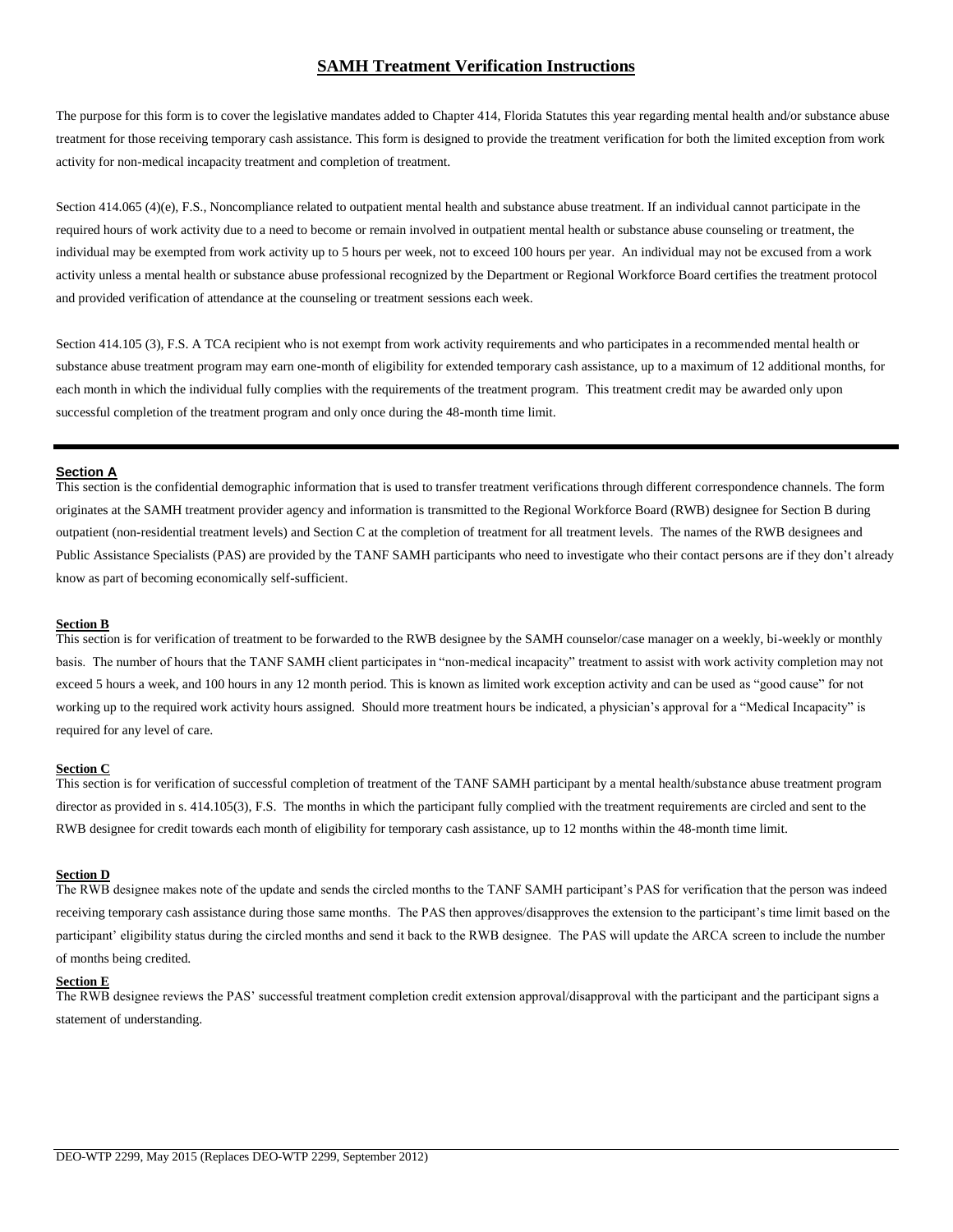# SAMH Treatment Verification Instructions

The purpose for this form is to cover the legislative mandates added to Chapter 414, Florida Statutes this year regarding mental health and/or substance abuse treatment for those receiving temporary cash assistance. This form is designed to provide the treatment verification for both the limited exception from work activity for non-medical incapacity treatment and completion of treatment.

Section 414.065 (4)(e), F.S., Noncompliance related to outpatient mental health and substance abuse treatment. If an individual cannot participate in the required hours of work activity due to a need to become or remain involved in outpatient mental health or substance abuse counseling or treatment, the individual may be exempted from work activity up to 5 hours per week, not to exceed 100 hours per year. An individual may not be excused from a work activity unless a mental health or substance abuse professional recognized by the Department or Regional Workforce Board certifies the treatment protocol and provided verification of attendance at the counseling or treatment sessions each week.

Section 414.105 (3), F.S. A TCA recipient who is not exempt from work activity requirements and who participates in a recommended mental health or substance abuse treatment program may earn one-month of eligibility for extended temporary cash assistance, up to a maximum of 12 additional months, for each month in which the individual fully complies with the requirements of the treatment program. This treatment credit may be awarded only upon successful completion of the treatment program and only once during the 48-month time limit.

---

**Section A**

This section is the confidential demographic information that is used to transfer treatment verifications through different correspondence channels. The form originates at the SAMH treatment provider agency and information is transmitted to the Regional Workforce Board (RWB) designee for Section B during outpatient (non-residential treatment levels) and Section C at the completion of treatment for all treatment levels. The names of the RWB designees and Public Assistance Specialists (PAS) are provided by the TANF SAMH participants who need to investigate who their contact persons are if they don't already know as part of becoming economically self-sufficient.

**Section B**

This section is for verification of treatment to be forwarded to the RWB designee by the SAMH counselor/case manager on a weekly, bi-weekly or monthly basis. The number of hours that the TANF SAMH client participates in "non-medical incapacity" treatment to assist with work activity completion may not exceed 5 hours a week, and 100 hours in any 12 month period. This is known as limited work exception activity and can be used as "good cause" for not working up to the required work activity hours assigned. Should more treatment hours be indicated, a physician's approval for a "Medical Incapacity" is required for any level of care.

**Section C**

This section is for verification of successful completion of treatment of the TANF SAMH participant by a mental health/substance abuse treatment program director as provided in s. 414.105(3), F.S. The months in which the participant fully complied with the treatment requirements are circled and sent to the RWB designee for credit towards each month of eligibility for temporary cash assistance, up to 12 months within the 48-month time limit.

**Section D**

The RWB designee makes note of the update and sends the circled months to the TANF SAMH participant's PAS for verification that the person was indeed receiving temporary cash assistance during those same months. The PAS then approves/disapproves the extension to the participant's time limit based on the participant' eligibility status during the circled months and send it back to the RWB designee. The PAS will update the ARCA screen to include the number of months being credited.

**Section E**

The RWB designee reviews the PAS' successful treatment completion credit extension approval/disapproval with the participant and the participant signs a statement of understanding.

DEO-WTP 2299, May 2015 (Replaces DEO-WTP 2299, September 2012)